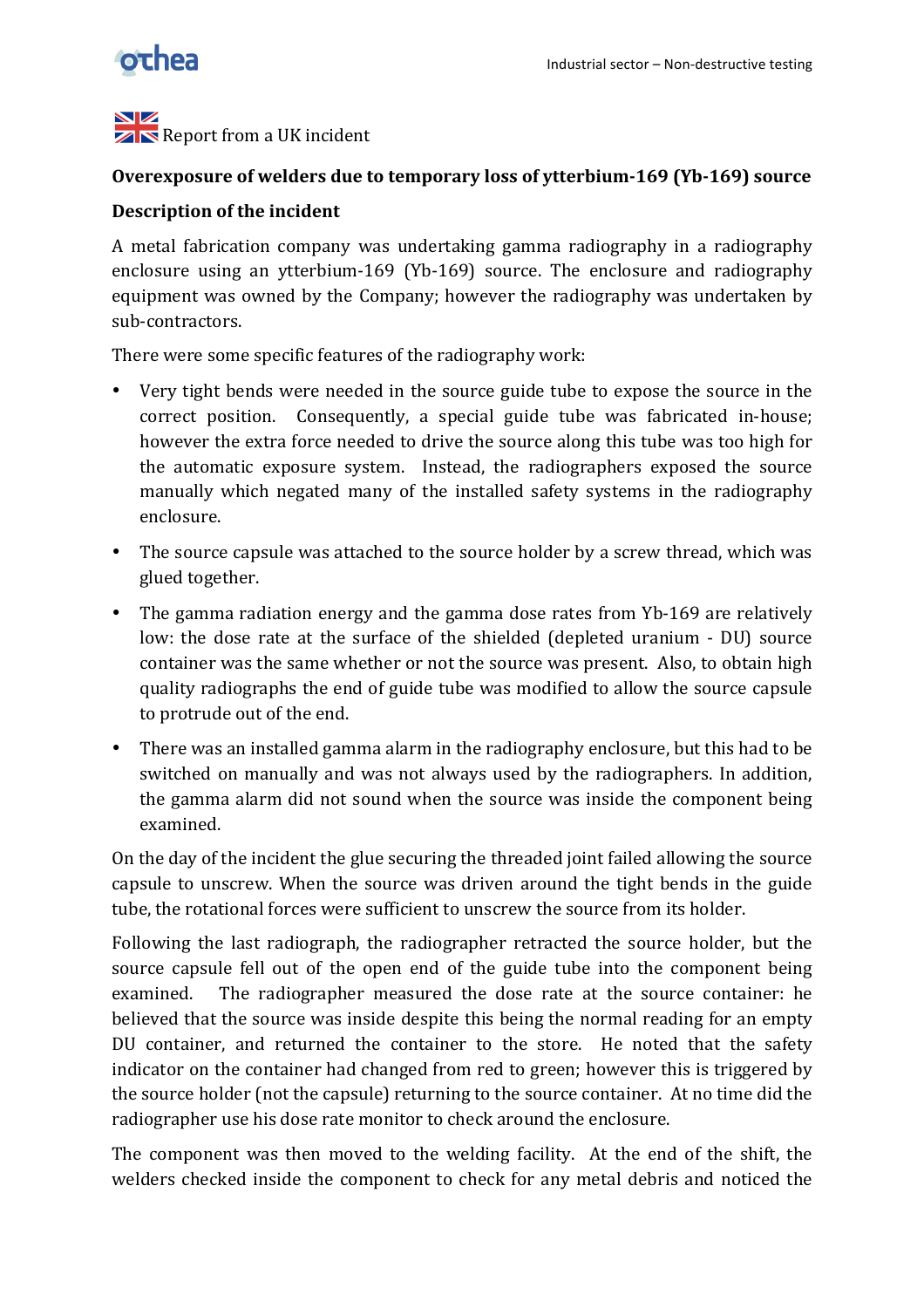Report from a UK incident

**Overexposure of welders due to temporary loss of ytterbium-169 (Yb-169) source**

**Description of the incident**

A metal fabrication company was undertaking gamma radiography in a radiography enclosure using an ytterbium-169 (Yb-169) source. The enclosure and radiography equipment was owned by the Company; however the radiography was undertaken by sub-contractors.

There were some specific features of the radiography work:

- Very tight bends were needed in the source guide tube to expose the source in the correct position. Consequently, a special guide tube was fabricated in-house; however the extra force needed to drive the source along this tube was too high for the automatic exposure system. Instead, the radiographers exposed the source manually which negated many of the installed safety systems in the radiography enclosure.
- The source capsule was attached to the source holder by a screw thread, which was glued together.
- The gamma radiation energy and the gamma dose rates from Yb-169 are relatively low: the dose rate at the surface of the shielded (depleted uranium - DU) source container was the same whether or not the source was present. Also, to obtain high quality radiographs the end of guide tube was modified to allow the source capsule to protrude out of the end.
- There was an installed gamma alarm in the radiography enclosure, but this had to be switched on manually and was not always used by the radiographers. In addition, the gamma alarm did not sound when the source was inside the component being examined.

On the day of the incident the glue securing the threaded joint failed allowing the source capsule to unscrew. When the source was driven around the tight bends in the guide tube, the rotational forces were sufficient to unscrew the source from its holder.

Following the last radiograph, the radiographer retracted the source holder, but the source capsule fell out of the open end of the guide tube into the component being examined. The radiographer measured the dose rate at the source container: he believed that the source was inside despite this being the normal reading for an empty DU container, and returned the container to the store. He noted that the safety indicator on the container had changed from red to green; however this is triggered by the source holder (not the capsule) returning to the source container. At no time did the radiographer use his dose rate monitor to check around the enclosure.

The component was then moved to the welding facility. At the end of the shift, the welders checked inside the component to check for any metal debris and noticed the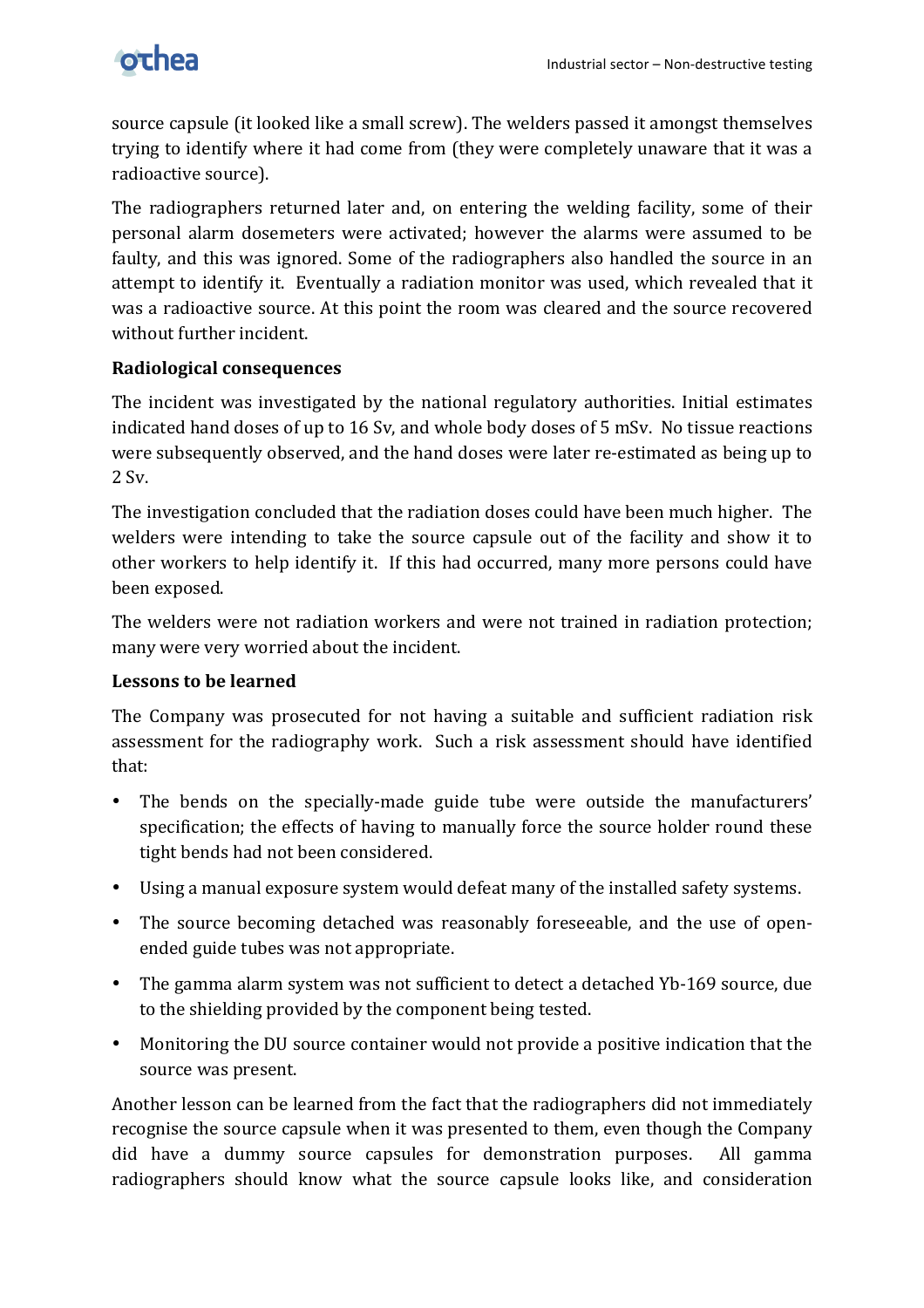source capsule (it looked like a small screw). The welders passed it amongst themselves trying to identify where it had come from (they were completely unaware that it was a radioactive source).

The radiographers returned later and, on entering the welding facility, some of their personal alarm dosemeters were activated; however the alarms were assumed to be faulty, and this was ignored. Some of the radiographers also handled the source in an attempt to identify it. Eventually a radiation monitor was used, which revealed that it was a radioactive source. At this point the room was cleared and the source recovered without further incident.

**Radiological consequences**

The incident was investigated by the national regulatory authorities. Initial estimates indicated hand doses of up to 16 Sv, and whole body doses of 5 mSv. No tissue reactions were subsequently observed, and the hand doses were later re-estimated as being up to 2 Sv.

The investigation concluded that the radiation doses could have been much higher. The welders were intending to take the source capsule out of the facility and show it to other workers to help identify it. If this had occurred, many more persons could have been exposed.

The welders were not radiation workers and were not trained in radiation protection; many were very worried about the incident.

**Lessons to be learned**

The Company was prosecuted for not having a suitable and sufficient radiation risk assessment for the radiography work. Such a risk assessment should have identified that:

- The bends on the specially-made guide tube were outside the manufacturers' specification; the effects of having to manually force the source holder round these tight bends had not been considered.
- Using a manual exposure system would defeat many of the installed safety systems.
- The source becoming detached was reasonably foreseeable, and the use of open-ended guide tubes was not appropriate.
- The gamma alarm system was not sufficient to detect a detached Yb-169 source, due to the shielding provided by the component being tested.
- Monitoring the DU source container would not provide a positive indication that the source was present.

Another lesson can be learned from the fact that the radiographers did not immediately recognise the source capsule when it was presented to them, even though the Company did have a dummy source capsules for demonstration purposes. All gamma radiographers should know what the source capsule looks like, and consideration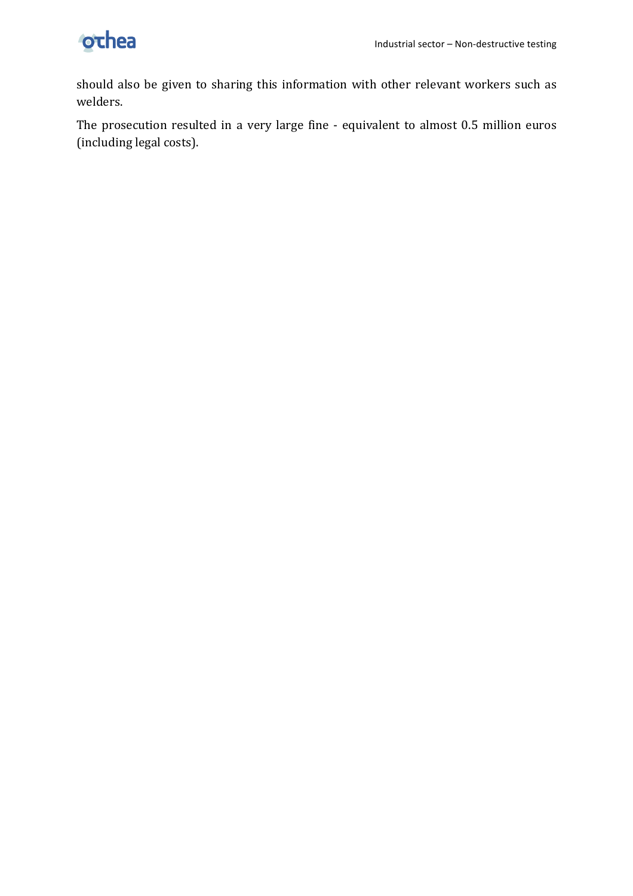should also be given to sharing this information with other relevant workers such as welders.

The prosecution resulted in a very large fine - equivalent to almost 0.5 million euros (including legal costs).